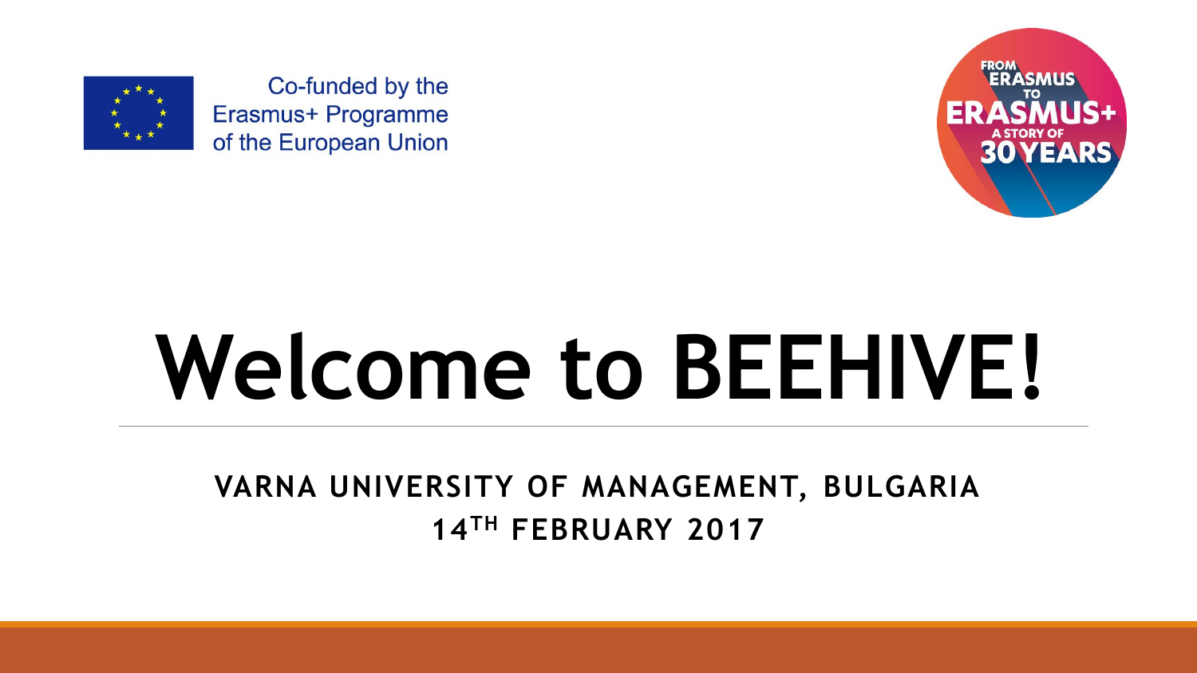Co-funded by the Erasmus+ Programme of the European Union

FROM ERASMUS TO ERASMUS+ A STORY OF 30 YEARS

# Welcome to BEEHIVE!

**VARNA UNIVERSITY OF MANAGEMENT, BULGARIA**

**14TH FEBRUARY 2017**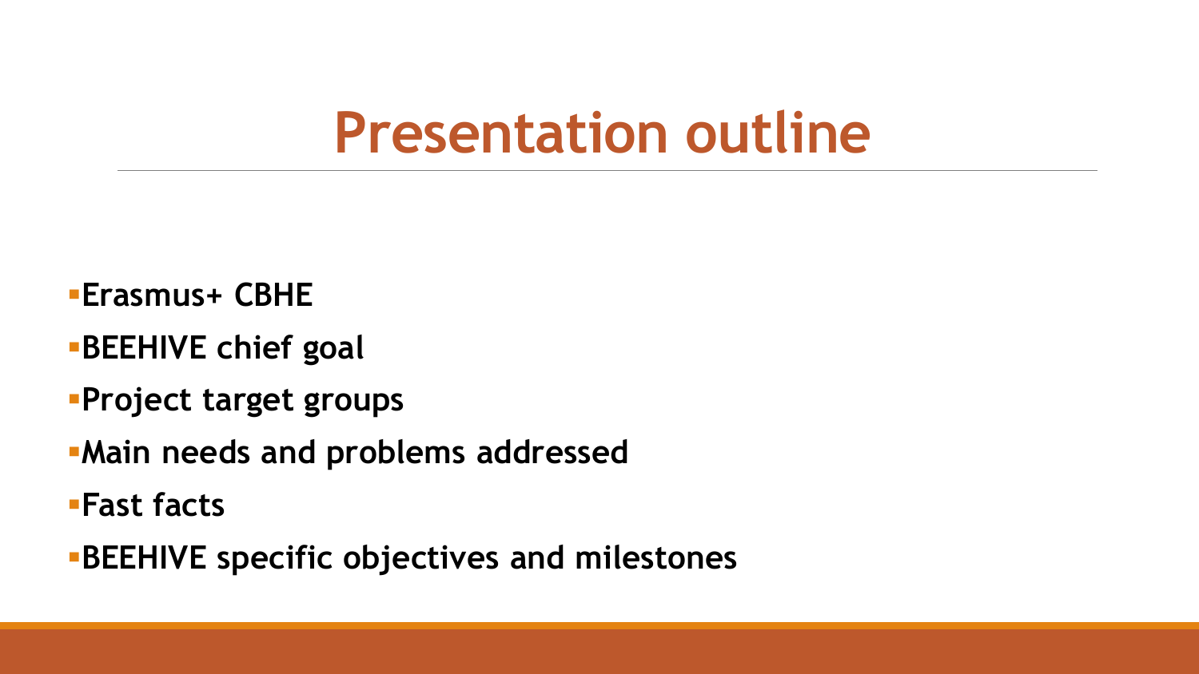# Presentation outline

- **Erasmus+ CBHE**
- **BEEHIVE chief goal**
- **Project target groups**
- **Main needs and problems addressed**
- **Fast facts**
- **BEEHIVE specific objectives and milestones**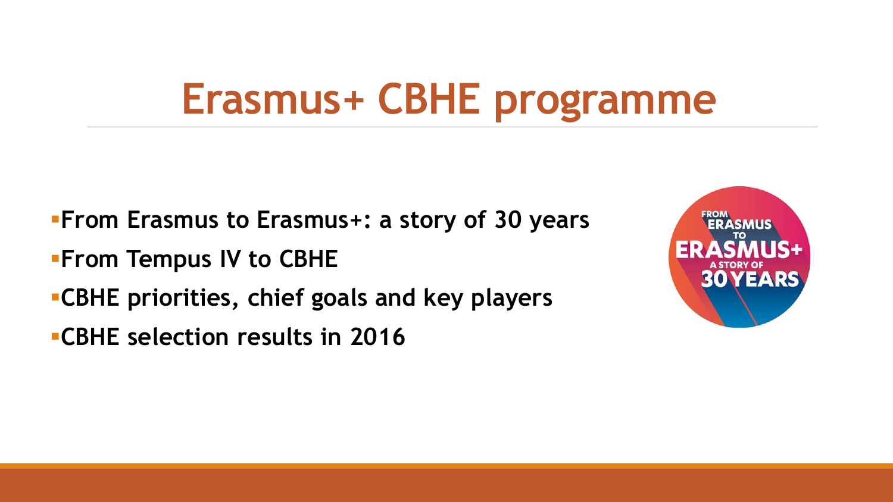# Erasmus+ CBHE programme

- **From Erasmus to Erasmus+: a story of 30 years**
- **From Tempus IV to CBHE**
- **CBHE priorities, chief goals and key players**
- **CBHE selection results in 2016**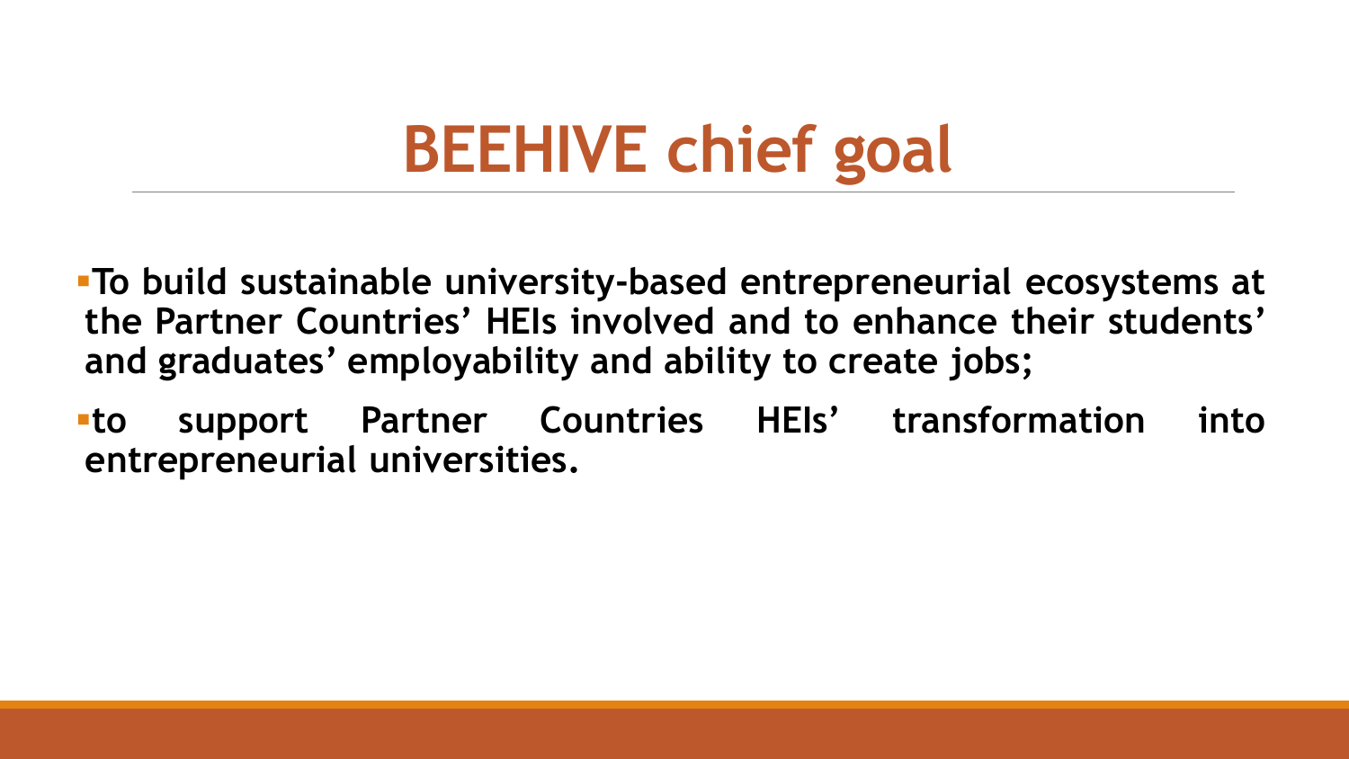# BEEHIVE chief goal

- **To build sustainable university-based entrepreneurial ecosystems at the Partner Countries' HEIs involved and to enhance their students' and graduates' employability and ability to create jobs;**
- **to support Partner Countries HEIs' transformation into entrepreneurial universities.**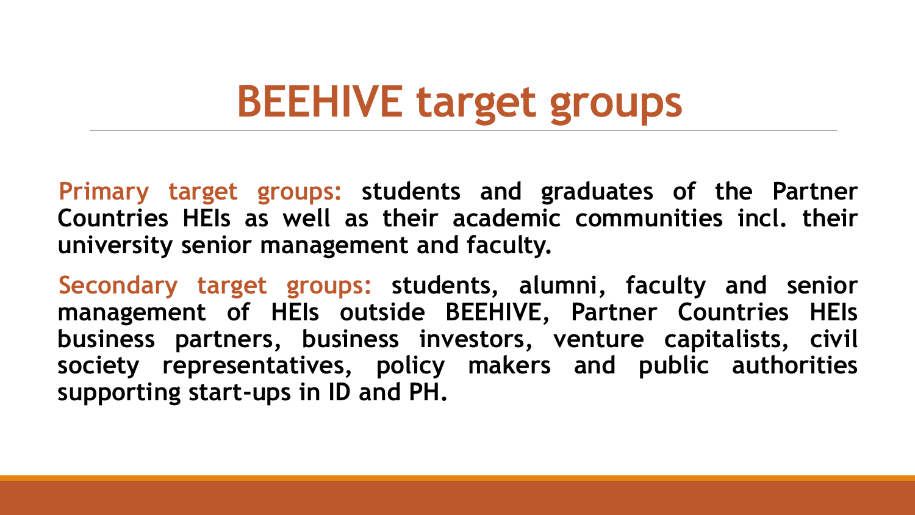# BEEHIVE target groups

**Primary target groups: students and graduates of the Partner Countries HEIs as well as their academic communities incl. their university senior management and faculty.**

**Secondary target groups: students, alumni, faculty and senior management of HEIs outside BEEHIVE, Partner Countries HEIs business partners, business investors, venture capitalists, civil society representatives, policy makers and public authorities supporting start-ups in ID and PH.**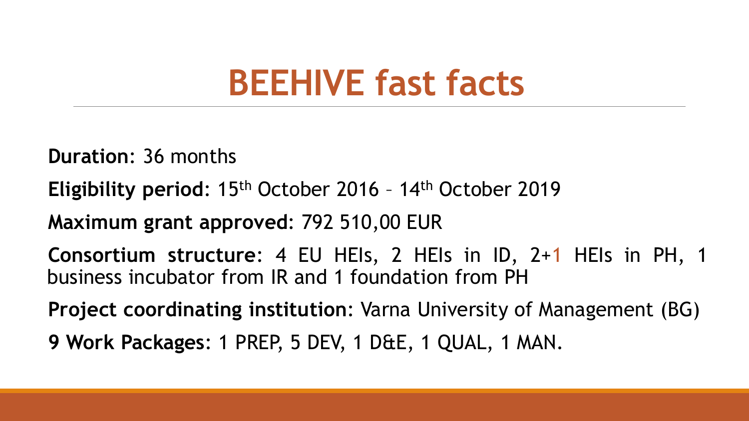# BEEHIVE fast facts

**Duration**: 36 months

**Eligibility period**: 15th October 2016 – 14th October 2019

**Maximum grant approved**: 792 510,00 EUR

**Consortium structure**: 4 EU HEIs, 2 HEIs in ID, 2+1 HEIs in PH, 1 business incubator from IR and 1 foundation from PH

**Project coordinating institution**: Varna University of Management (BG)

**9 Work Packages**: 1 PREP, 5 DEV, 1 D&E, 1 QUAL, 1 MAN.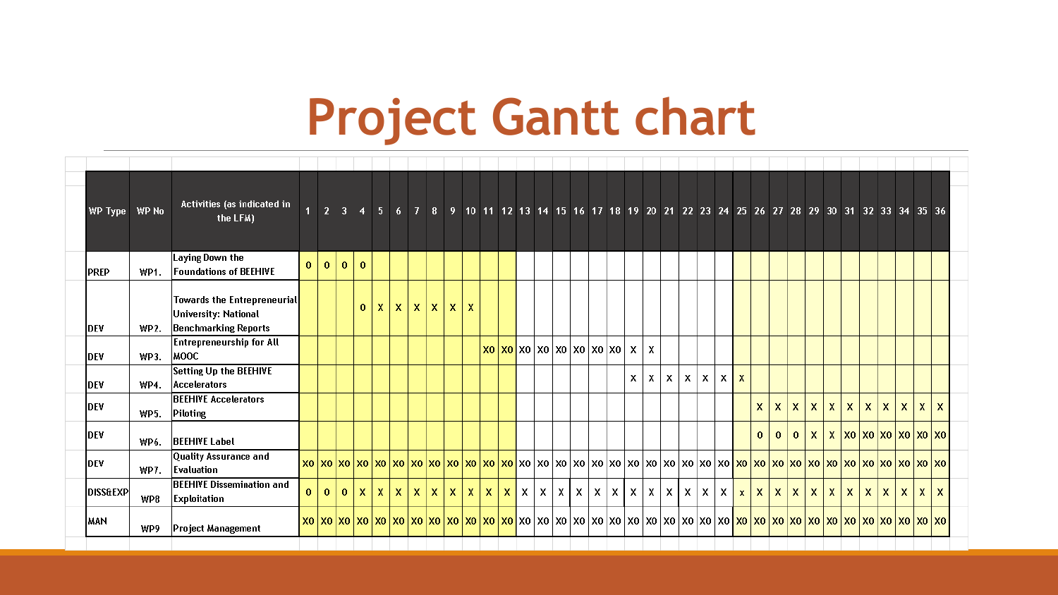# Project Gantt chart

| WP Type | WP No | Activities (as indicated in the LFM) | 1 | 2 | 3 | 4 | 5 | 6 | 7 | 8 | 9 | 10 | 11 | 12 | 13 | 14 | 15 | 16 | 17 | 18 | 19 | 20 | 21 | 22 | 23 | 24 | 25 | 26 | 27 | 28 | 29 | 30 | 31 | 32 | 33 | 34 | 35 | 36 |
|---|---|---|---|---|---|---|---|---|---|---|---|---|---|---|---|---|---|---|---|---|---|---|---|---|---|---|---|---|---|---|---|---|---|---|---|---|---|---|
| PREP | WP1. | Laying Down the Foundations of BEEHIVE | 0 | 0 | 0 | 0 | | | | | | | | | | | | | | | | | | | | | | | | | | | | | | | | |
| DEV | WP2. | Towards the Entrepreneurial University: National Benchmarking Reports | | | | 0 | X | X | X | X | X | X | | | | | | | | | | | | | | | | | | | | | | | | | | |
| DEV | WP3. | Entrepreneurship for All MOOC | | | | | | | | | | | X0 | X0 | X0 | X0 | X0 | X0 | X0 | X0 | X | X | | | | | | | | | | | | | | | | |
| DEV | WP4. | Setting Up the BEEHIVE Accelerators | | | | | | | | | | | | | | | | | | | X | X | X | X | X | X | X | | | | | | | | | | | |
| DEV | WP5. | BEEHIVE Accelerators Piloting | | | | | | | | | | | | | | | | | | | | | | | | | | X | X | X | X | X | X | X | X | X | X | X |
| DEV | WP6. | BEEHIVE Label | | | | | | | | | | | | | | | | | | | | | | | | | | 0 | 0 | 0 | X | X | X0 | X0 | X0 | X0 | X0 | X0 |
| DEV | WP7. | Quality Assurance and Evaluation | X0 | X0 | X0 | X0 | X0 | X0 | X0 | X0 | X0 | X0 | X0 | X0 | X0 | X0 | X0 | X0 | X0 | X0 | X0 | X0 | X0 | X0 | X0 | X0 | X0 | X0 | X0 | X0 | X0 | X0 | X0 | X0 | X0 | X0 | X0 | X0 |
| DISS&EXP | WP8 | BEEHIVE Dissemination and Exploitation | 0 | 0 | 0 | X | X | X | X | X | X | X | X | X | X | X | X | X | X | X | X | X | X | X | X | X | x | X | X | X | X | X | X | X | X | X | X | X |
| MAN | WP9 | Project Management | X0 | X0 | X0 | X0 | X0 | X0 | X0 | X0 | X0 | X0 | X0 | X0 | X0 | X0 | X0 | X0 | X0 | X0 | X0 | X0 | X0 | X0 | X0 | X0 | X0 | X0 | X0 | X0 | X0 | X0 | X0 | X0 | X0 | X0 | X0 | X0 |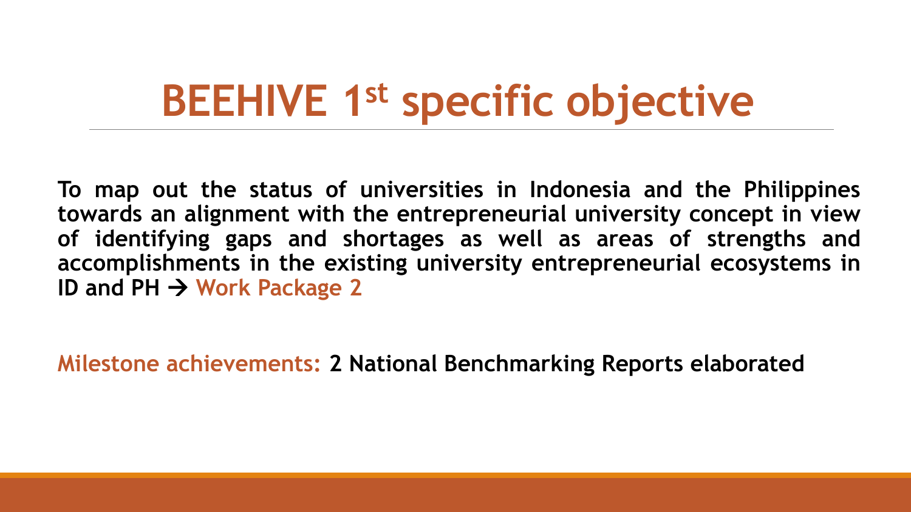# BEEHIVE 1st specific objective

**To map out the status of universities in Indonesia and the Philippines towards an alignment with the entrepreneurial university concept in view of identifying gaps and shortages as well as areas of strengths and accomplishments in the existing university entrepreneurial ecosystems in ID and PH → Work Package 2**

**Milestone achievements: 2 National Benchmarking Reports elaborated**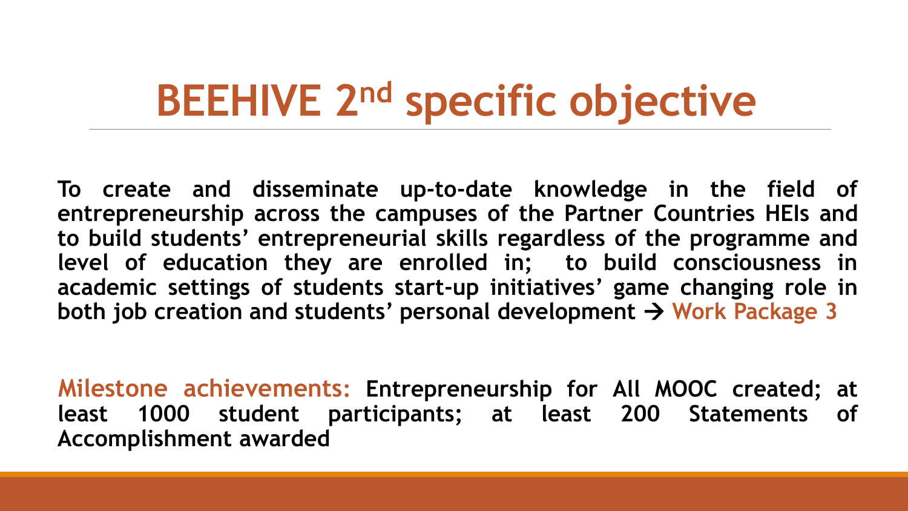# BEEHIVE 2nd specific objective

**To create and disseminate up-to-date knowledge in the field of entrepreneurship across the campuses of the Partner Countries HEIs and to build students' entrepreneurial skills regardless of the programme and level of education they are enrolled in; to build consciousness in academic settings of students start-up initiatives' game changing role in both job creation and students' personal development → Work Package 3**

**Milestone achievements: Entrepreneurship for All MOOC created; at least 1000 student participants; at least 200 Statements of Accomplishment awarded**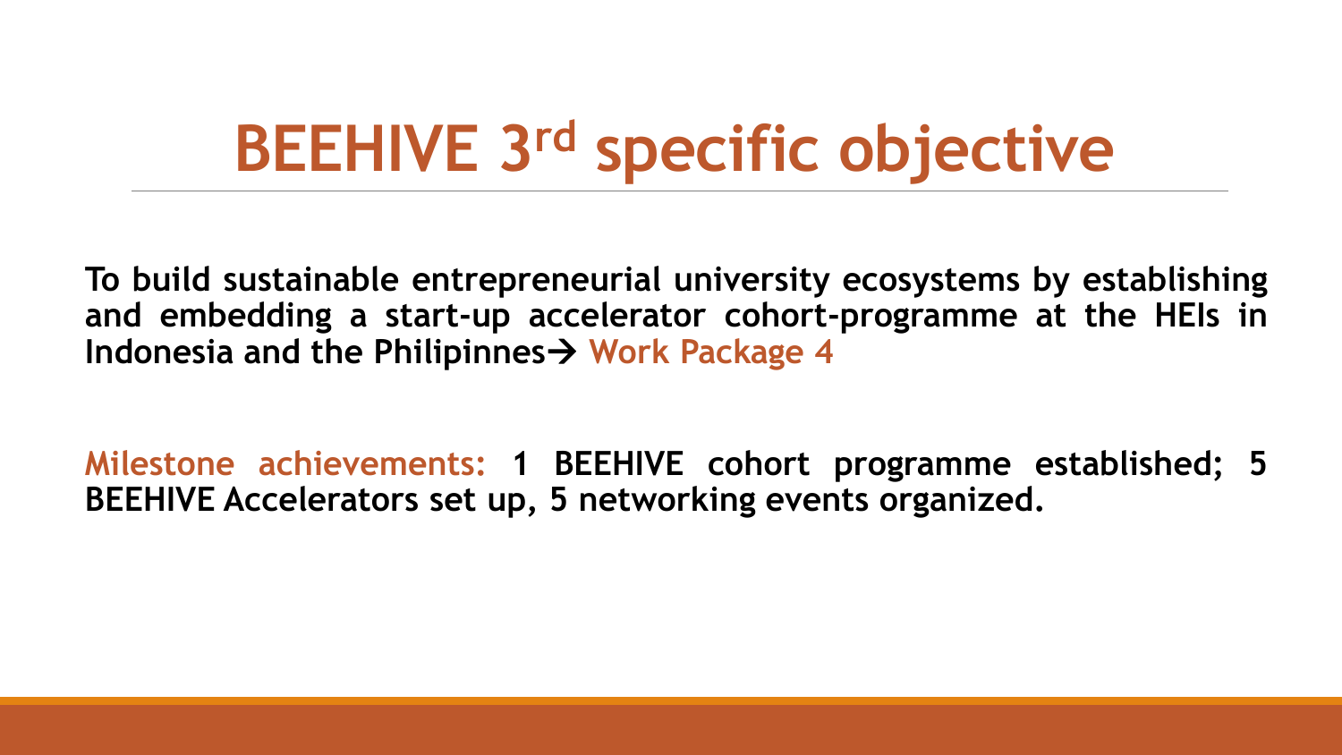# BEEHIVE 3rd specific objective

**To build sustainable entrepreneurial university ecosystems by establishing and embedding a start-up accelerator cohort-programme at the HEIs in Indonesia and the Philipinnes→ Work Package 4**

**Milestone achievements: 1 BEEHIVE cohort programme established; 5 BEEHIVE Accelerators set up, 5 networking events organized.**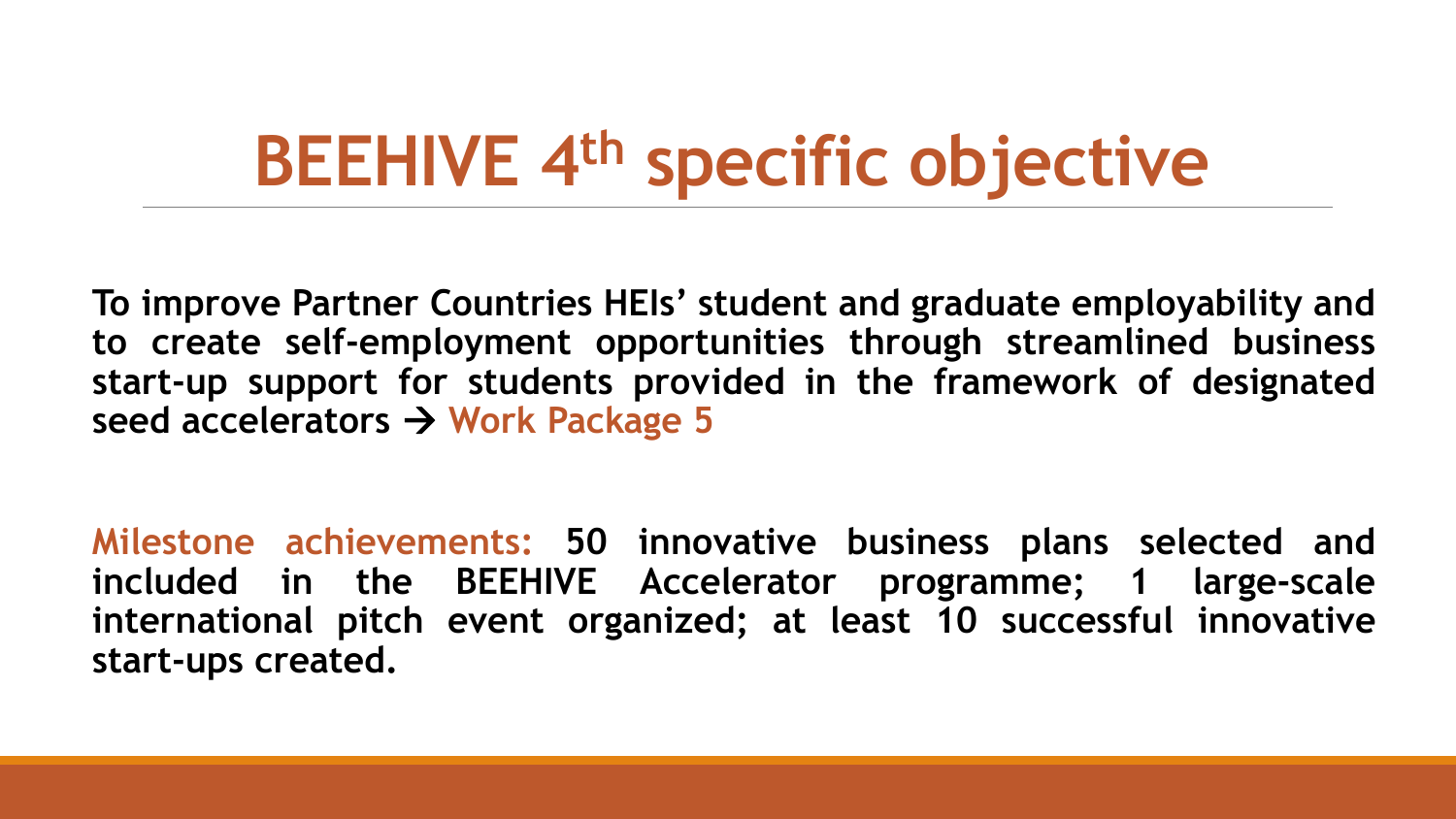# BEEHIVE 4th specific objective

**To improve Partner Countries HEIs' student and graduate employability and to create self-employment opportunities through streamlined business start-up support for students provided in the framework of designated seed accelerators → Work Package 5**

**Milestone achievements: 50 innovative business plans selected and included in the BEEHIVE Accelerator programme; 1 large-scale international pitch event organized; at least 10 successful innovative start-ups created.**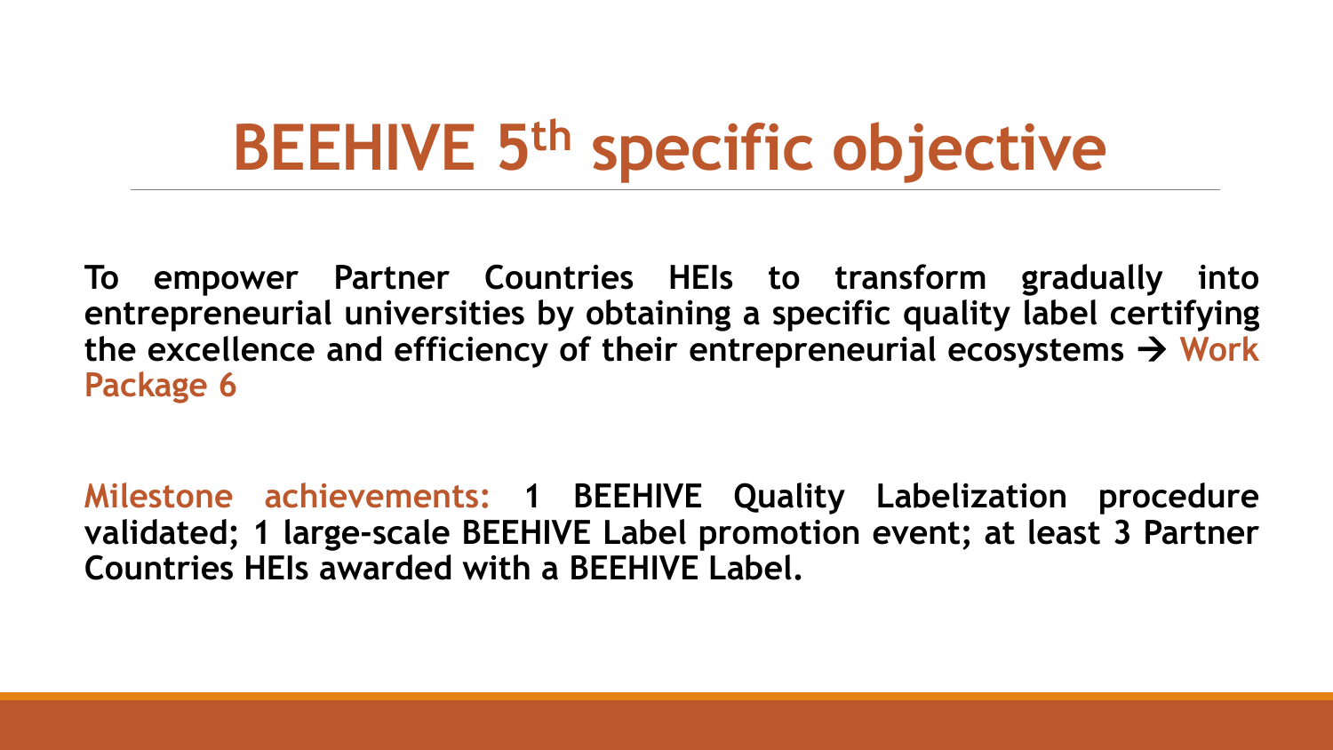# BEEHIVE 5th specific objective

**To empower Partner Countries HEIs to transform gradually into entrepreneurial universities by obtaining a specific quality label certifying the excellence and efficiency of their entrepreneurial ecosystems → Work Package 6**

**Milestone achievements: 1 BEEHIVE Quality Labelization procedure validated; 1 large-scale BEEHIVE Label promotion event; at least 3 Partner Countries HEIs awarded with a BEEHIVE Label.**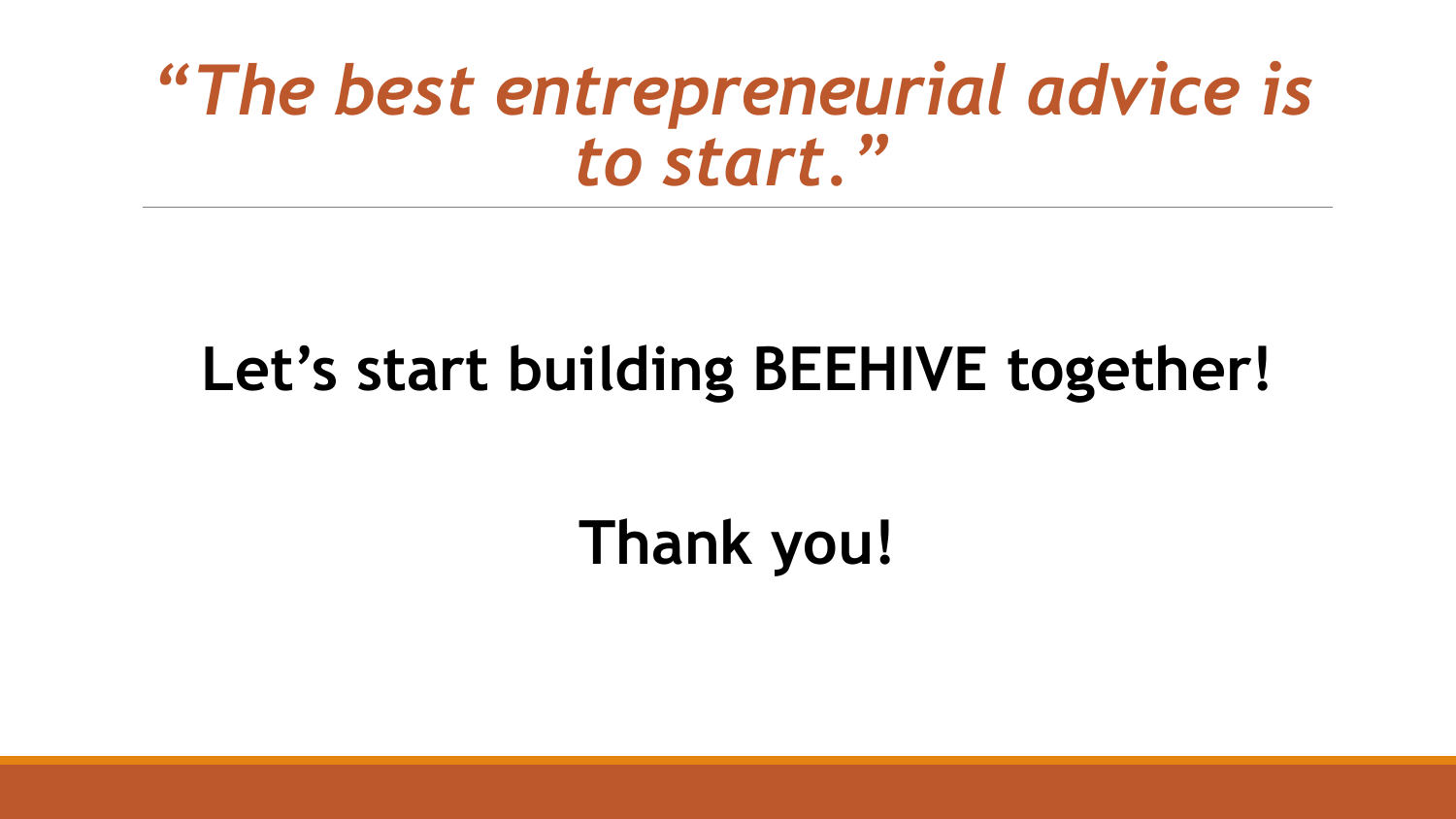# *"The best entrepreneurial advice is to start."*

**Let's start building BEEHIVE together!**

**Thank you!**